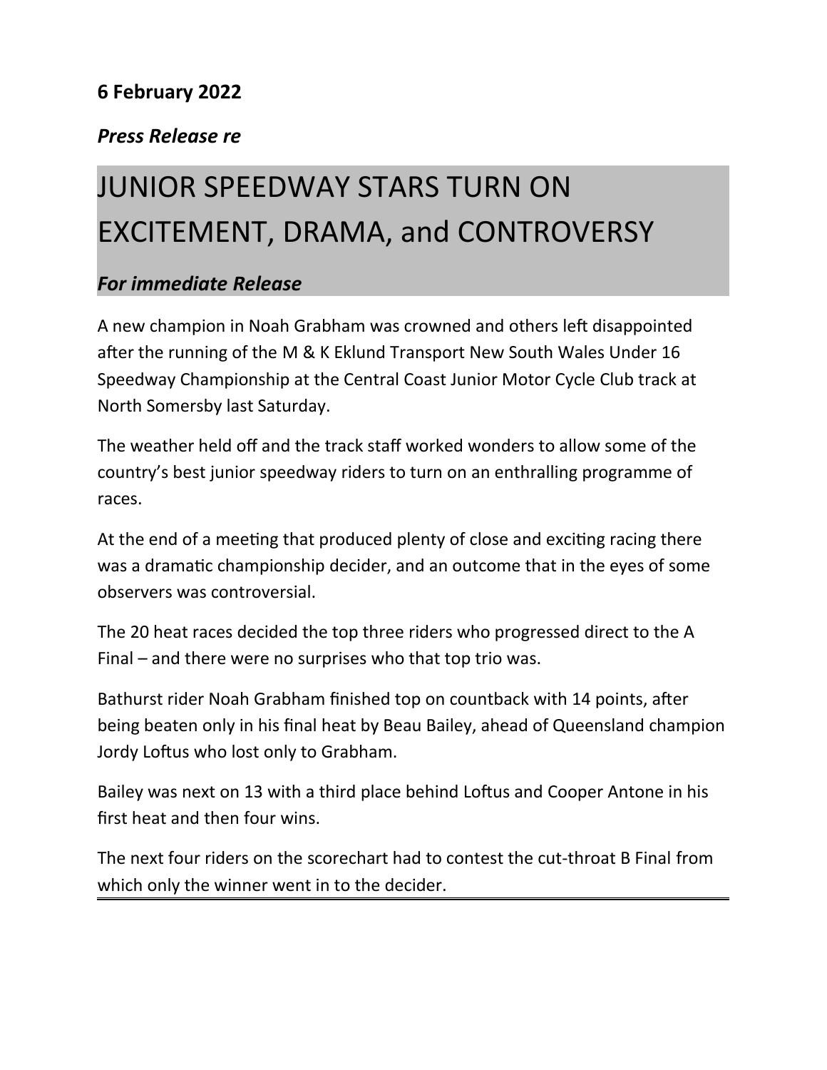**6 February 2022**

***Press Release re***

# JUNIOR SPEEDWAY STARS TURN ON EXCITEMENT, DRAMA, and CONTROVERSY

***For immediate Release***

A new champion in Noah Grabham was crowned and others left disappointed after the running of the M & K Eklund Transport New South Wales Under 16 Speedway Championship at the Central Coast Junior Motor Cycle Club track at North Somersby last Saturday.

The weather held off and the track staff worked wonders to allow some of the country's best junior speedway riders to turn on an enthralling programme of races.

At the end of a meeting that produced plenty of close and exciting racing there was a dramatic championship decider, and an outcome that in the eyes of some observers was controversial.

The 20 heat races decided the top three riders who progressed direct to the A Final – and there were no surprises who that top trio was.

Bathurst rider Noah Grabham finished top on countback with 14 points, after being beaten only in his final heat by Beau Bailey, ahead of Queensland champion Jordy Loftus who lost only to Grabham.

Bailey was next on 13 with a third place behind Loftus and Cooper Antone in his first heat and then four wins.

The next four riders on the scorechart had to contest the cut-throat B Final from which only the winner went in to the decider.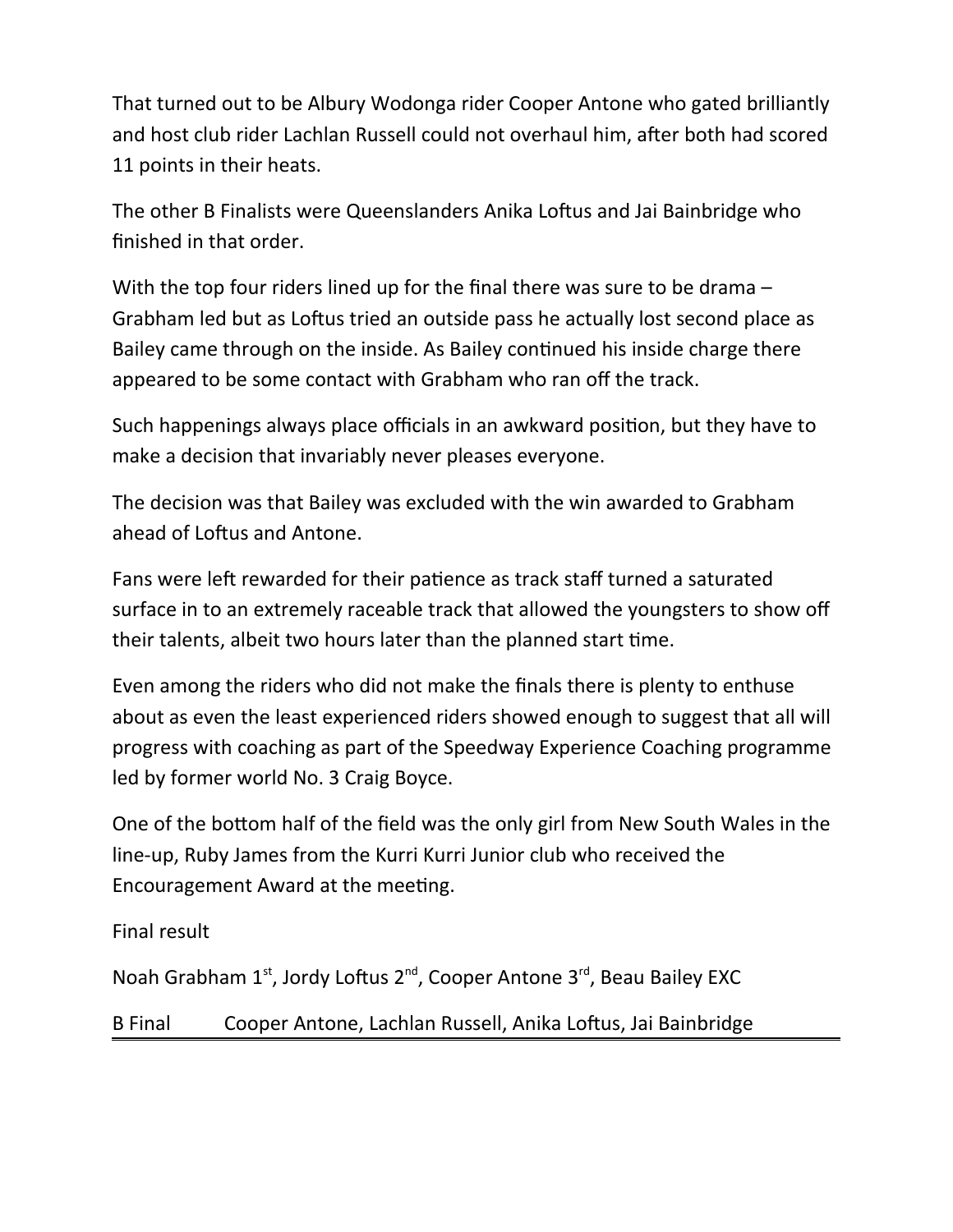That turned out to be Albury Wodonga rider Cooper Antone who gated brilliantly and host club rider Lachlan Russell could not overhaul him, after both had scored 11 points in their heats.

The other B Finalists were Queenslanders Anika Loftus and Jai Bainbridge who finished in that order.

With the top four riders lined up for the final there was sure to be drama – Grabham led but as Loftus tried an outside pass he actually lost second place as Bailey came through on the inside. As Bailey continued his inside charge there appeared to be some contact with Grabham who ran off the track.

Such happenings always place officials in an awkward position, but they have to make a decision that invariably never pleases everyone.

The decision was that Bailey was excluded with the win awarded to Grabham ahead of Loftus and Antone.

Fans were left rewarded for their patience as track staff turned a saturated surface in to an extremely raceable track that allowed the youngsters to show off their talents, albeit two hours later than the planned start time.

Even among the riders who did not make the finals there is plenty to enthuse about as even the least experienced riders showed enough to suggest that all will progress with coaching as part of the Speedway Experience Coaching programme led by former world No. 3 Craig Boyce.

One of the bottom half of the field was the only girl from New South Wales in the line-up, Ruby James from the Kurri Kurri Junior club who received the Encouragement Award at the meeting.

Final result

Noah Grabham 1st, Jordy Loftus 2nd, Cooper Antone 3rd, Beau Bailey EXC

B Final Cooper Antone, Lachlan Russell, Anika Loftus, Jai Bainbridge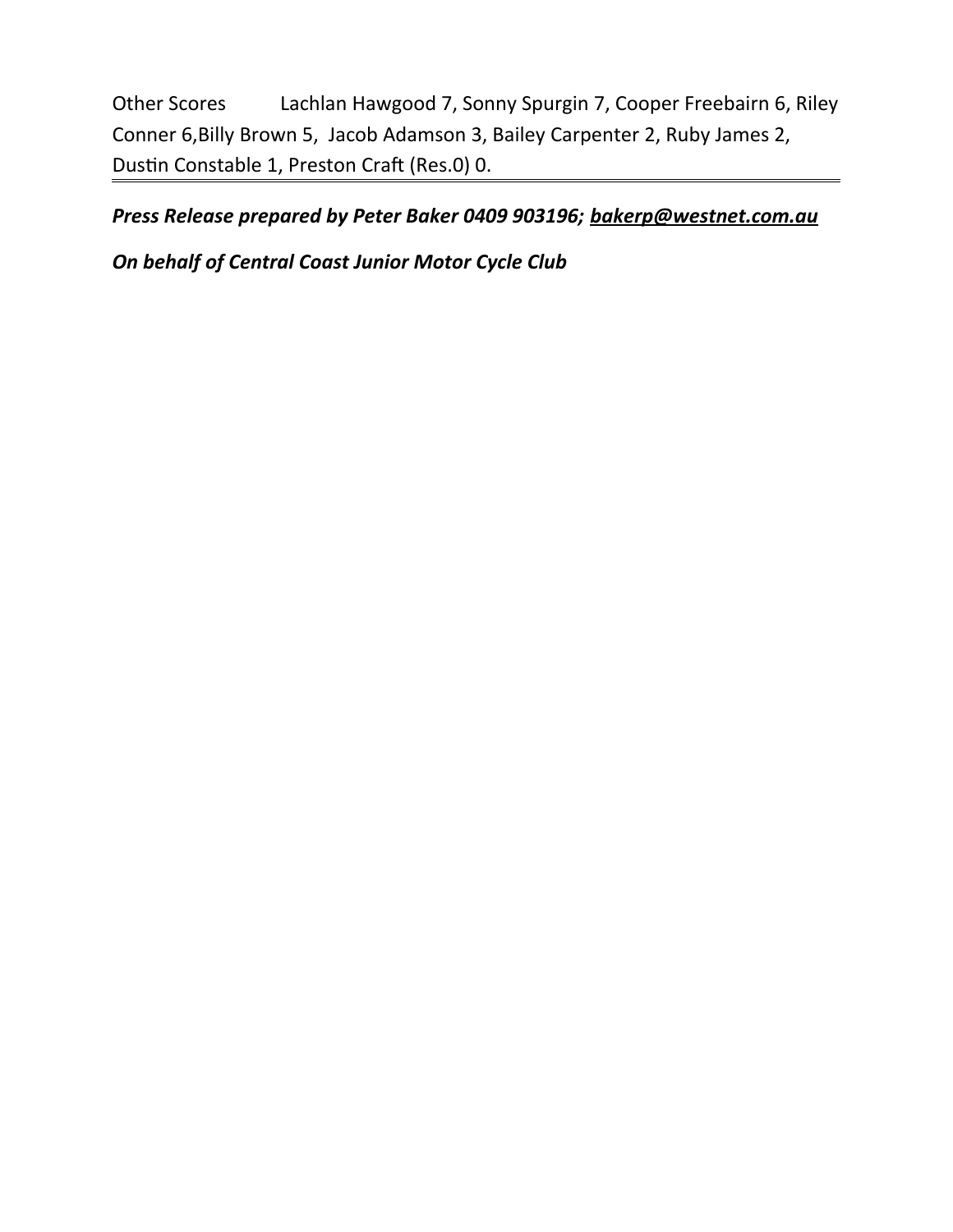Other Scores Lachlan Hawgood 7, Sonny Spurgin 7, Cooper Freebairn 6, Riley Conner 6,Billy Brown 5, Jacob Adamson 3, Bailey Carpenter 2, Ruby James 2, Dustin Constable 1, Preston Craft (Res.0) 0.

---

***Press Release prepared by Peter Baker 0409 903196; bakerp@westnet.com.au***

***On behalf of Central Coast Junior Motor Cycle Club***